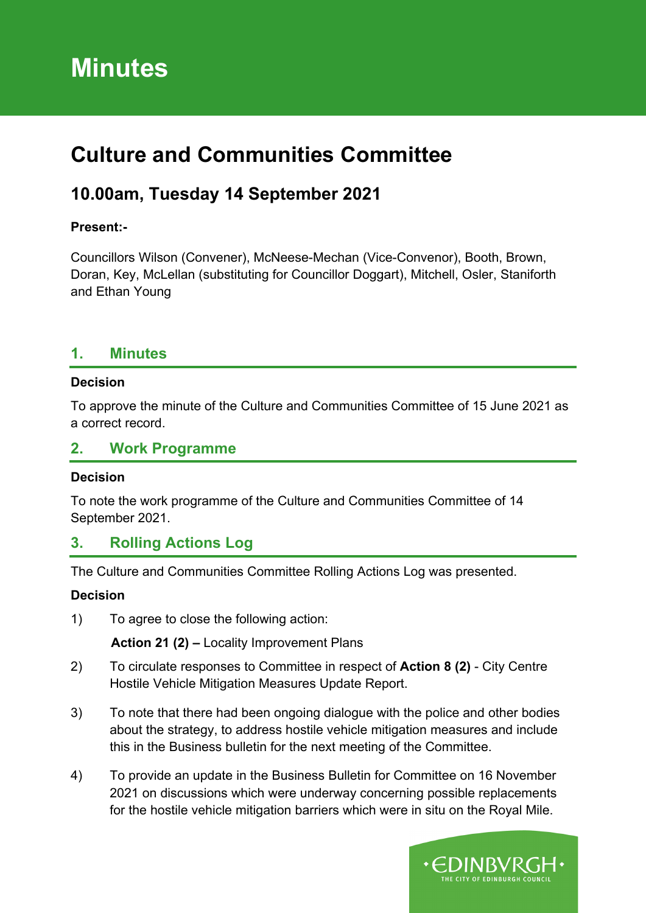# Minutes

## Culture and Communities Committee

### 10.00am, Tuesday 14 September 2021

**Present:-**

Councillors Wilson (Convener), McNeese-Mechan (Vice-Convenor), Booth, Brown, Doran, Key, McLellan (substituting for Councillor Doggart), Mitchell, Osler, Staniforth and Ethan Young

## 1. Minutes

**Decision**

To approve the minute of the Culture and Communities Committee of 15 June 2021 as a correct record.

## 2. Work Programme

**Decision**

To note the work programme of the Culture and Communities Committee of 14 September 2021.

## 3. Rolling Actions Log

The Culture and Communities Committee Rolling Actions Log was presented.

**Decision**

1) To agree to close the following action:

   **Action 21 (2) –** Locality Improvement Plans

2) To circulate responses to Committee in respect of **Action 8 (2)** - City Centre Hostile Vehicle Mitigation Measures Update Report.

3) To note that there had been ongoing dialogue with the police and other bodies about the strategy, to address hostile vehicle mitigation measures and include this in the Business bulletin for the next meeting of the Committee.

4) To provide an update in the Business Bulletin for Committee on 16 November 2021 on discussions which were underway concerning possible replacements for the hostile vehicle mitigation barriers which were in situ on the Royal Mile.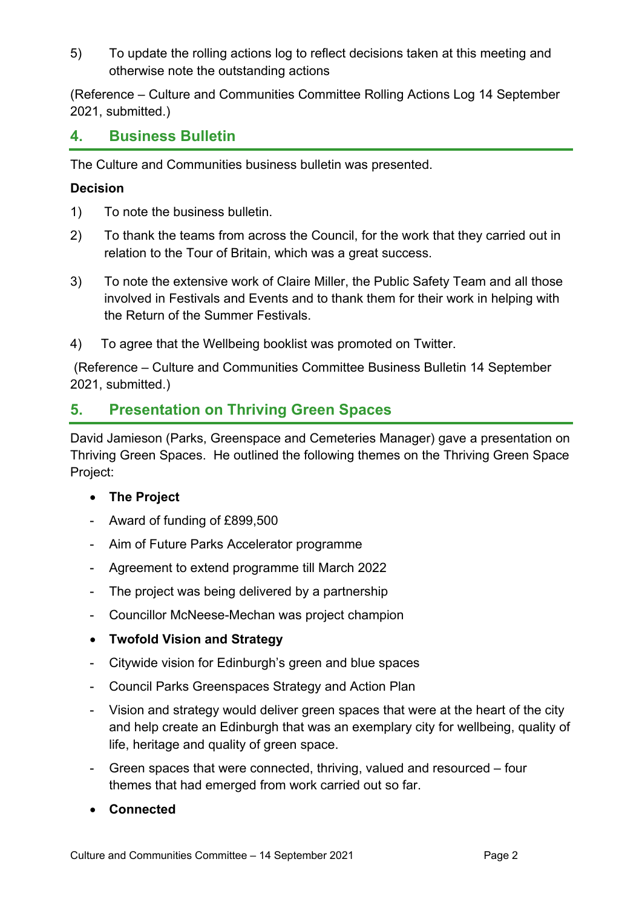5) To update the rolling actions log to reflect decisions taken at this meeting and otherwise note the outstanding actions

(Reference – Culture and Communities Committee Rolling Actions Log 14 September 2021, submitted.)

## 4. Business Bulletin

The Culture and Communities business bulletin was presented.

**Decision**

1) To note the business bulletin.

2) To thank the teams from across the Council, for the work that they carried out in relation to the Tour of Britain, which was a great success.

3) To note the extensive work of Claire Miller, the Public Safety Team and all those involved in Festivals and Events and to thank them for their work in helping with the Return of the Summer Festivals.

4) To agree that the Wellbeing booklist was promoted on Twitter.

(Reference – Culture and Communities Committee Business Bulletin 14 September 2021, submitted.)

## 5. Presentation on Thriving Green Spaces

David Jamieson (Parks, Greenspace and Cemeteries Manager) gave a presentation on Thriving Green Spaces. He outlined the following themes on the Thriving Green Space Project:

- **The Project**
  - Award of funding of £899,500
  - Aim of Future Parks Accelerator programme
  - Agreement to extend programme till March 2022
  - The project was being delivered by a partnership
  - Councillor McNeese-Mechan was project champion
- **Twofold Vision and Strategy**
  - Citywide vision for Edinburgh's green and blue spaces
  - Council Parks Greenspaces Strategy and Action Plan
  - Vision and strategy would deliver green spaces that were at the heart of the city and help create an Edinburgh that was an exemplary city for wellbeing, quality of life, heritage and quality of green space.
  - Green spaces that were connected, thriving, valued and resourced – four themes that had emerged from work carried out so far.
- **Connected**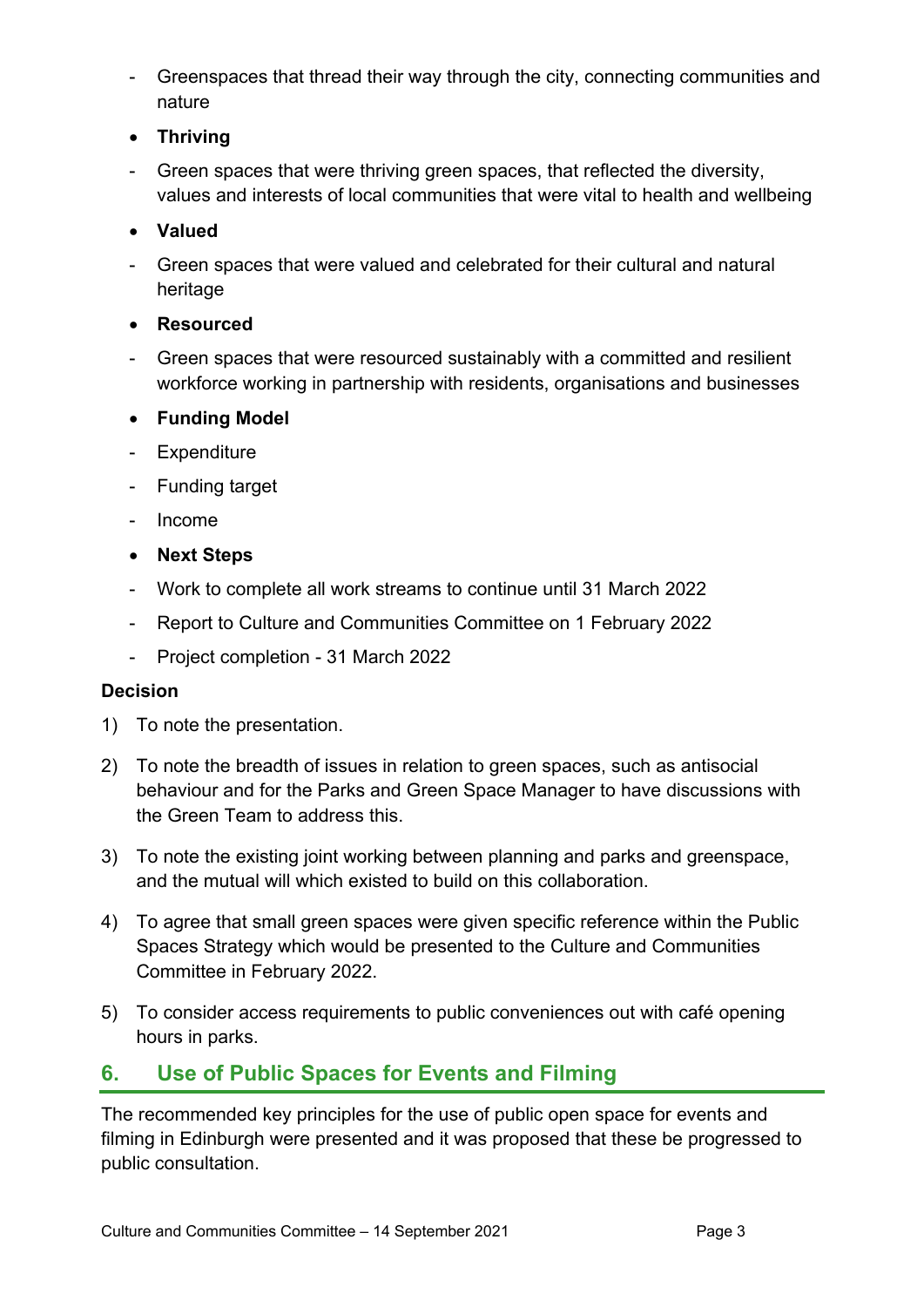- Greenspaces that thread their way through the city, connecting communities and nature

- **Thriving**

- Green spaces that were thriving green spaces, that reflected the diversity, values and interests of local communities that were vital to health and wellbeing

- **Valued**

- Green spaces that were valued and celebrated for their cultural and natural heritage

- **Resourced**

- Green spaces that were resourced sustainably with a committed and resilient workforce working in partnership with residents, organisations and businesses

- **Funding Model**

- Expenditure
- Funding target
- Income

- **Next Steps**

- Work to complete all work streams to continue until 31 March 2022
- Report to Culture and Communities Committee on 1 February 2022
- Project completion - 31 March 2022

**Decision**

1) To note the presentation.

2) To note the breadth of issues in relation to green spaces, such as antisocial behaviour and for the Parks and Green Space Manager to have discussions with the Green Team to address this.

3) To note the existing joint working between planning and parks and greenspace, and the mutual will which existed to build on this collaboration.

4) To agree that small green spaces were given specific reference within the Public Spaces Strategy which would be presented to the Culture and Communities Committee in February 2022.

5) To consider access requirements to public conveniences out with café opening hours in parks.

## 6. Use of Public Spaces for Events and Filming

The recommended key principles for the use of public open space for events and filming in Edinburgh were presented and it was proposed that these be progressed to public consultation.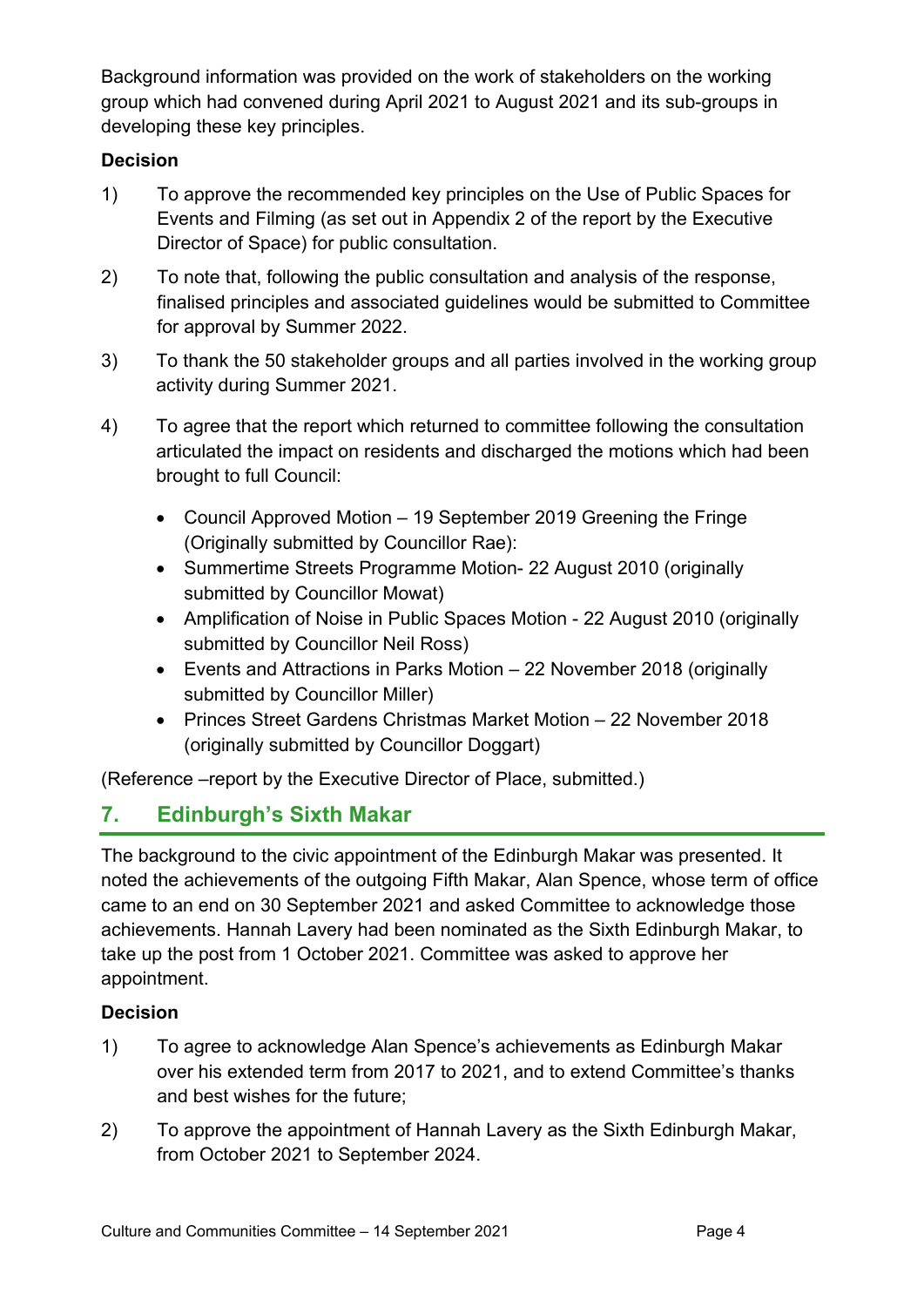Background information was provided on the work of stakeholders on the working group which had convened during April 2021 to August 2021 and its sub-groups in developing these key principles.

**Decision**

1) To approve the recommended key principles on the Use of Public Spaces for Events and Filming (as set out in Appendix 2 of the report by the Executive Director of Space) for public consultation.

2) To note that, following the public consultation and analysis of the response, finalised principles and associated guidelines would be submitted to Committee for approval by Summer 2022.

3) To thank the 50 stakeholder groups and all parties involved in the working group activity during Summer 2021.

4) To agree that the report which returned to committee following the consultation articulated the impact on residents and discharged the motions which had been brought to full Council:

   - Council Approved Motion – 19 September 2019 Greening the Fringe (Originally submitted by Councillor Rae):
   - Summertime Streets Programme Motion- 22 August 2010 (originally submitted by Councillor Mowat)
   - Amplification of Noise in Public Spaces Motion - 22 August 2010 (originally submitted by Councillor Neil Ross)
   - Events and Attractions in Parks Motion – 22 November 2018 (originally submitted by Councillor Miller)
   - Princes Street Gardens Christmas Market Motion – 22 November 2018 (originally submitted by Councillor Doggart)

(Reference –report by the Executive Director of Place, submitted.)

## 7. Edinburgh's Sixth Makar

The background to the civic appointment of the Edinburgh Makar was presented. It noted the achievements of the outgoing Fifth Makar, Alan Spence, whose term of office came to an end on 30 September 2021 and asked Committee to acknowledge those achievements. Hannah Lavery had been nominated as the Sixth Edinburgh Makar, to take up the post from 1 October 2021. Committee was asked to approve her appointment.

**Decision**

1) To agree to acknowledge Alan Spence's achievements as Edinburgh Makar over his extended term from 2017 to 2021, and to extend Committee's thanks and best wishes for the future;

2) To approve the appointment of Hannah Lavery as the Sixth Edinburgh Makar, from October 2021 to September 2024.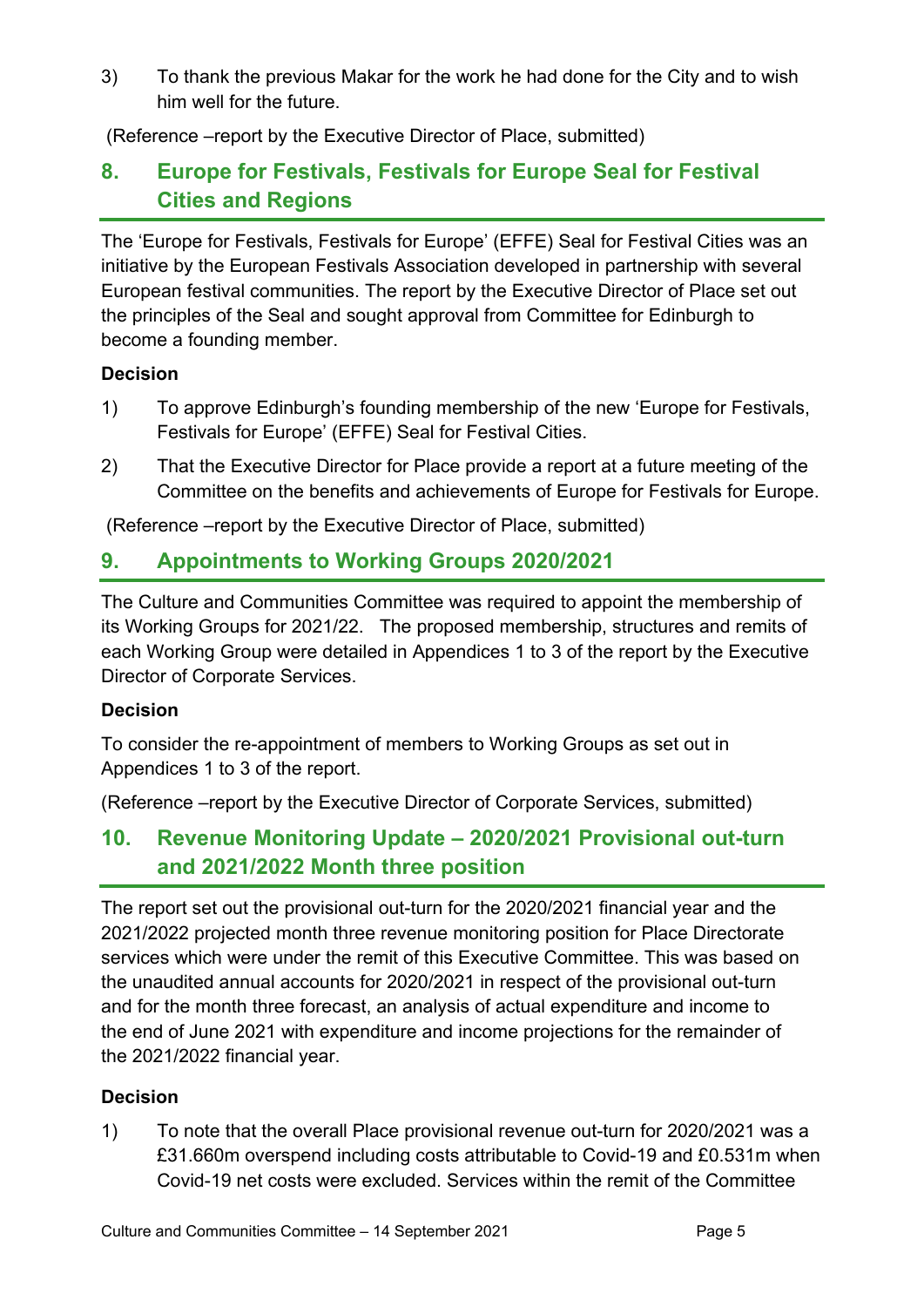3) To thank the previous Makar for the work he had done for the City and to wish him well for the future.

(Reference –report by the Executive Director of Place, submitted)

## 8. Europe for Festivals, Festivals for Europe Seal for Festival Cities and Regions

The 'Europe for Festivals, Festivals for Europe' (EFFE) Seal for Festival Cities was an initiative by the European Festivals Association developed in partnership with several European festival communities. The report by the Executive Director of Place set out the principles of the Seal and sought approval from Committee for Edinburgh to become a founding member.

**Decision**

1) To approve Edinburgh's founding membership of the new 'Europe for Festivals, Festivals for Europe' (EFFE) Seal for Festival Cities.

2) That the Executive Director for Place provide a report at a future meeting of the Committee on the benefits and achievements of Europe for Festivals for Europe.

(Reference –report by the Executive Director of Place, submitted)

## 9. Appointments to Working Groups 2020/2021

The Culture and Communities Committee was required to appoint the membership of its Working Groups for 2021/22. The proposed membership, structures and remits of each Working Group were detailed in Appendices 1 to 3 of the report by the Executive Director of Corporate Services.

**Decision**

To consider the re-appointment of members to Working Groups as set out in Appendices 1 to 3 of the report.

(Reference –report by the Executive Director of Corporate Services, submitted)

## 10. Revenue Monitoring Update – 2020/2021 Provisional out-turn and 2021/2022 Month three position

The report set out the provisional out-turn for the 2020/2021 financial year and the 2021/2022 projected month three revenue monitoring position for Place Directorate services which were under the remit of this Executive Committee. This was based on the unaudited annual accounts for 2020/2021 in respect of the provisional out-turn and for the month three forecast, an analysis of actual expenditure and income to the end of June 2021 with expenditure and income projections for the remainder of the 2021/2022 financial year.

**Decision**

1) To note that the overall Place provisional revenue out-turn for 2020/2021 was a £31.660m overspend including costs attributable to Covid-19 and £0.531m when Covid-19 net costs were excluded. Services within the remit of the Committee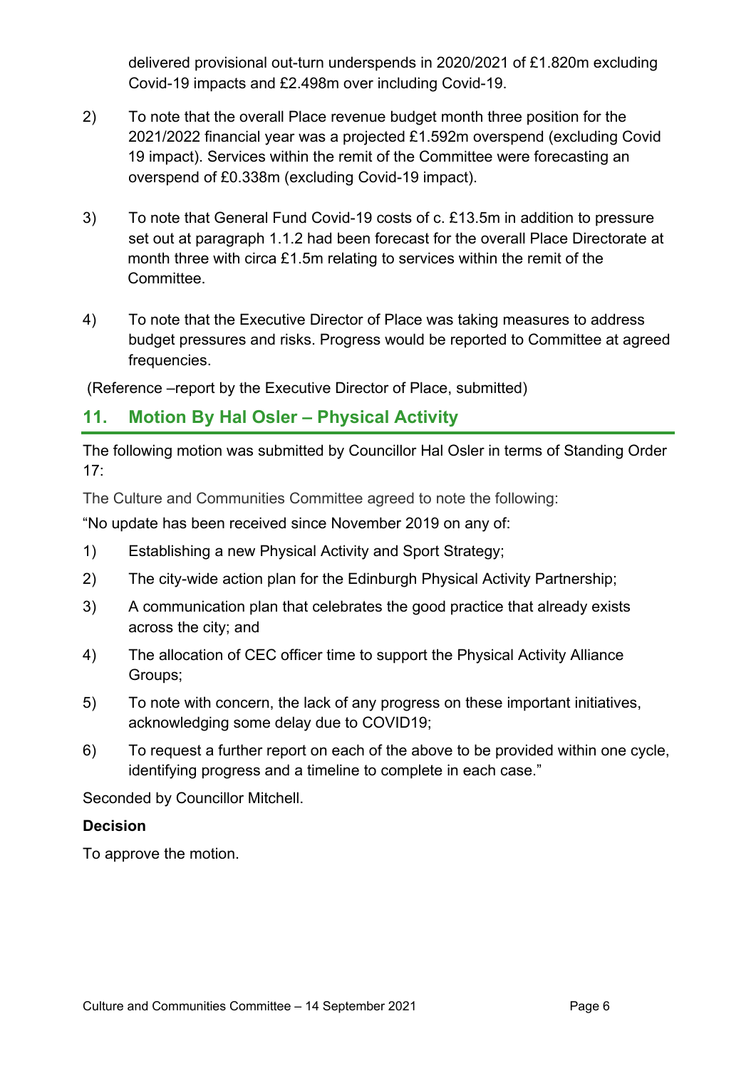delivered provisional out-turn underspends in 2020/2021 of £1.820m excluding Covid-19 impacts and £2.498m over including Covid-19.

2) To note that the overall Place revenue budget month three position for the 2021/2022 financial year was a projected £1.592m overspend (excluding Covid 19 impact). Services within the remit of the Committee were forecasting an overspend of £0.338m (excluding Covid-19 impact).

3) To note that General Fund Covid-19 costs of c. £13.5m in addition to pressure set out at paragraph 1.1.2 had been forecast for the overall Place Directorate at month three with circa £1.5m relating to services within the remit of the Committee.

4) To note that the Executive Director of Place was taking measures to address budget pressures and risks. Progress would be reported to Committee at agreed frequencies.

(Reference –report by the Executive Director of Place, submitted)

## 11. Motion By Hal Osler – Physical Activity

The following motion was submitted by Councillor Hal Osler in terms of Standing Order 17:

The Culture and Communities Committee agreed to note the following:

"No update has been received since November 2019 on any of:

1) Establishing a new Physical Activity and Sport Strategy;

2) The city-wide action plan for the Edinburgh Physical Activity Partnership;

3) A communication plan that celebrates the good practice that already exists across the city; and

4) The allocation of CEC officer time to support the Physical Activity Alliance Groups;

5) To note with concern, the lack of any progress on these important initiatives, acknowledging some delay due to COVID19;

6) To request a further report on each of the above to be provided within one cycle, identifying progress and a timeline to complete in each case."

Seconded by Councillor Mitchell.

**Decision**

To approve the motion.